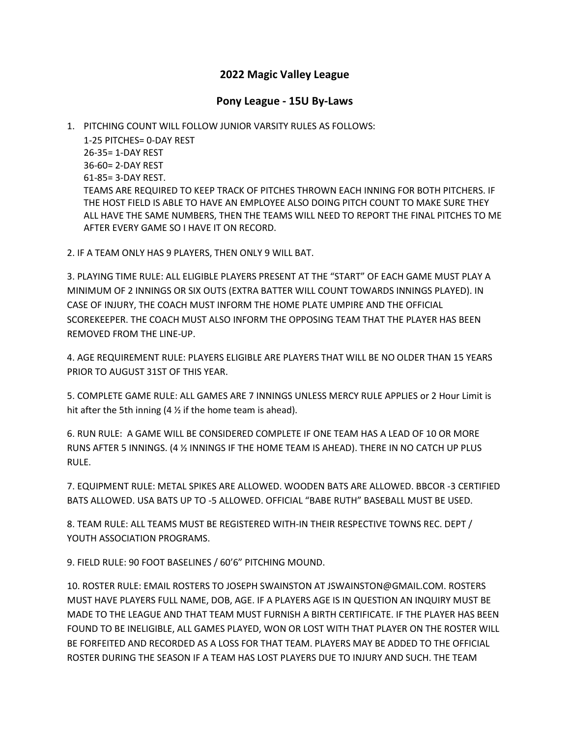# 2022 Magic Valley League

## Pony League - 15U By-Laws

1. PITCHING COUNT WILL FOLLOW JUNIOR VARSITY RULES AS FOLLOWS:
   1-25 PITCHES= 0-DAY REST
   26-35= 1-DAY REST
   36-60= 2-DAY REST
   61-85= 3-DAY REST.
   TEAMS ARE REQUIRED TO KEEP TRACK OF PITCHES THROWN EACH INNING FOR BOTH PITCHERS. IF THE HOST FIELD IS ABLE TO HAVE AN EMPLOYEE ALSO DOING PITCH COUNT TO MAKE SURE THEY ALL HAVE THE SAME NUMBERS, THEN THE TEAMS WILL NEED TO REPORT THE FINAL PITCHES TO ME AFTER EVERY GAME SO I HAVE IT ON RECORD.

2. IF A TEAM ONLY HAS 9 PLAYERS, THEN ONLY 9 WILL BAT.

3. PLAYING TIME RULE: ALL ELIGIBLE PLAYERS PRESENT AT THE "START" OF EACH GAME MUST PLAY A MINIMUM OF 2 INNINGS OR SIX OUTS (EXTRA BATTER WILL COUNT TOWARDS INNINGS PLAYED). IN CASE OF INJURY, THE COACH MUST INFORM THE HOME PLATE UMPIRE AND THE OFFICIAL SCOREKEEPER. THE COACH MUST ALSO INFORM THE OPPOSING TEAM THAT THE PLAYER HAS BEEN REMOVED FROM THE LINE-UP.

4. AGE REQUIREMENT RULE: PLAYERS ELIGIBLE ARE PLAYERS THAT WILL BE NO OLDER THAN 15 YEARS PRIOR TO AUGUST 31ST OF THIS YEAR.

5. COMPLETE GAME RULE: ALL GAMES ARE 7 INNINGS UNLESS MERCY RULE APPLIES or 2 Hour Limit is hit after the 5th inning (4 ½ if the home team is ahead).

6. RUN RULE: A GAME WILL BE CONSIDERED COMPLETE IF ONE TEAM HAS A LEAD OF 10 OR MORE RUNS AFTER 5 INNINGS. (4 ½ INNINGS IF THE HOME TEAM IS AHEAD). THERE IN NO CATCH UP PLUS RULE.

7. EQUIPMENT RULE: METAL SPIKES ARE ALLOWED. WOODEN BATS ARE ALLOWED. BBCOR -3 CERTIFIED BATS ALLOWED. USA BATS UP TO -5 ALLOWED. OFFICIAL "BABE RUTH" BASEBALL MUST BE USED.

8. TEAM RULE: ALL TEAMS MUST BE REGISTERED WITH-IN THEIR RESPECTIVE TOWNS REC. DEPT / YOUTH ASSOCIATION PROGRAMS.

9. FIELD RULE: 90 FOOT BASELINES / 60'6" PITCHING MOUND.

10. ROSTER RULE: EMAIL ROSTERS TO JOSEPH SWAINSTON AT JSWAINSTON@GMAIL.COM. ROSTERS MUST HAVE PLAYERS FULL NAME, DOB, AGE. IF A PLAYERS AGE IS IN QUESTION AN INQUIRY MUST BE MADE TO THE LEAGUE AND THAT TEAM MUST FURNISH A BIRTH CERTIFICATE. IF THE PLAYER HAS BEEN FOUND TO BE INELIGIBLE, ALL GAMES PLAYED, WON OR LOST WITH THAT PLAYER ON THE ROSTER WILL BE FORFEITED AND RECORDED AS A LOSS FOR THAT TEAM. PLAYERS MAY BE ADDED TO THE OFFICIAL ROSTER DURING THE SEASON IF A TEAM HAS LOST PLAYERS DUE TO INJURY AND SUCH. THE TEAM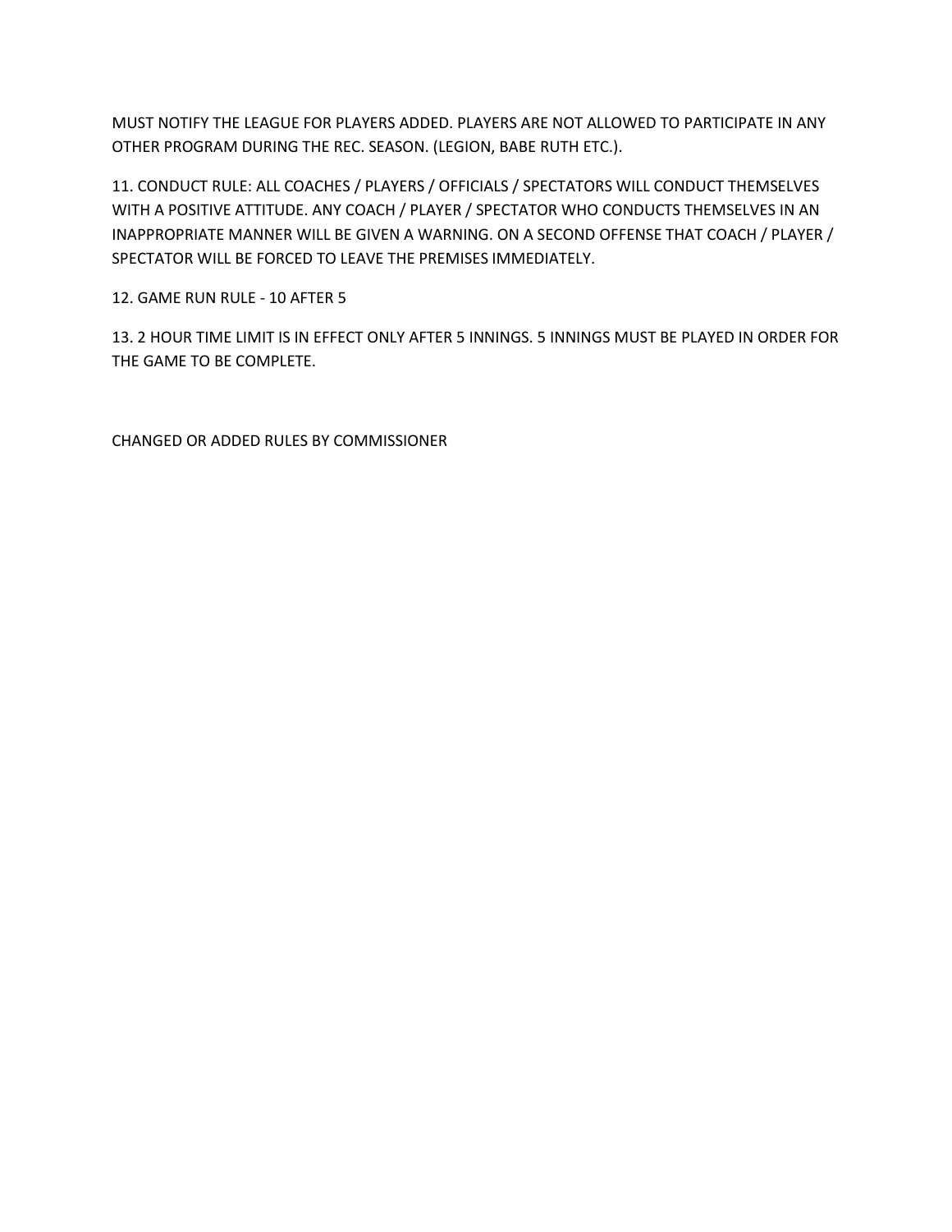MUST NOTIFY THE LEAGUE FOR PLAYERS ADDED. PLAYERS ARE NOT ALLOWED TO PARTICIPATE IN ANY OTHER PROGRAM DURING THE REC. SEASON. (LEGION, BABE RUTH ETC.).

11. CONDUCT RULE: ALL COACHES / PLAYERS / OFFICIALS / SPECTATORS WILL CONDUCT THEMSELVES WITH A POSITIVE ATTITUDE. ANY COACH / PLAYER / SPECTATOR WHO CONDUCTS THEMSELVES IN AN INAPPROPRIATE MANNER WILL BE GIVEN A WARNING. ON A SECOND OFFENSE THAT COACH / PLAYER / SPECTATOR WILL BE FORCED TO LEAVE THE PREMISES IMMEDIATELY.

12. GAME RUN RULE - 10 AFTER 5

13. 2 HOUR TIME LIMIT IS IN EFFECT ONLY AFTER 5 INNINGS. 5 INNINGS MUST BE PLAYED IN ORDER FOR THE GAME TO BE COMPLETE.

CHANGED OR ADDED RULES BY COMMISSIONER